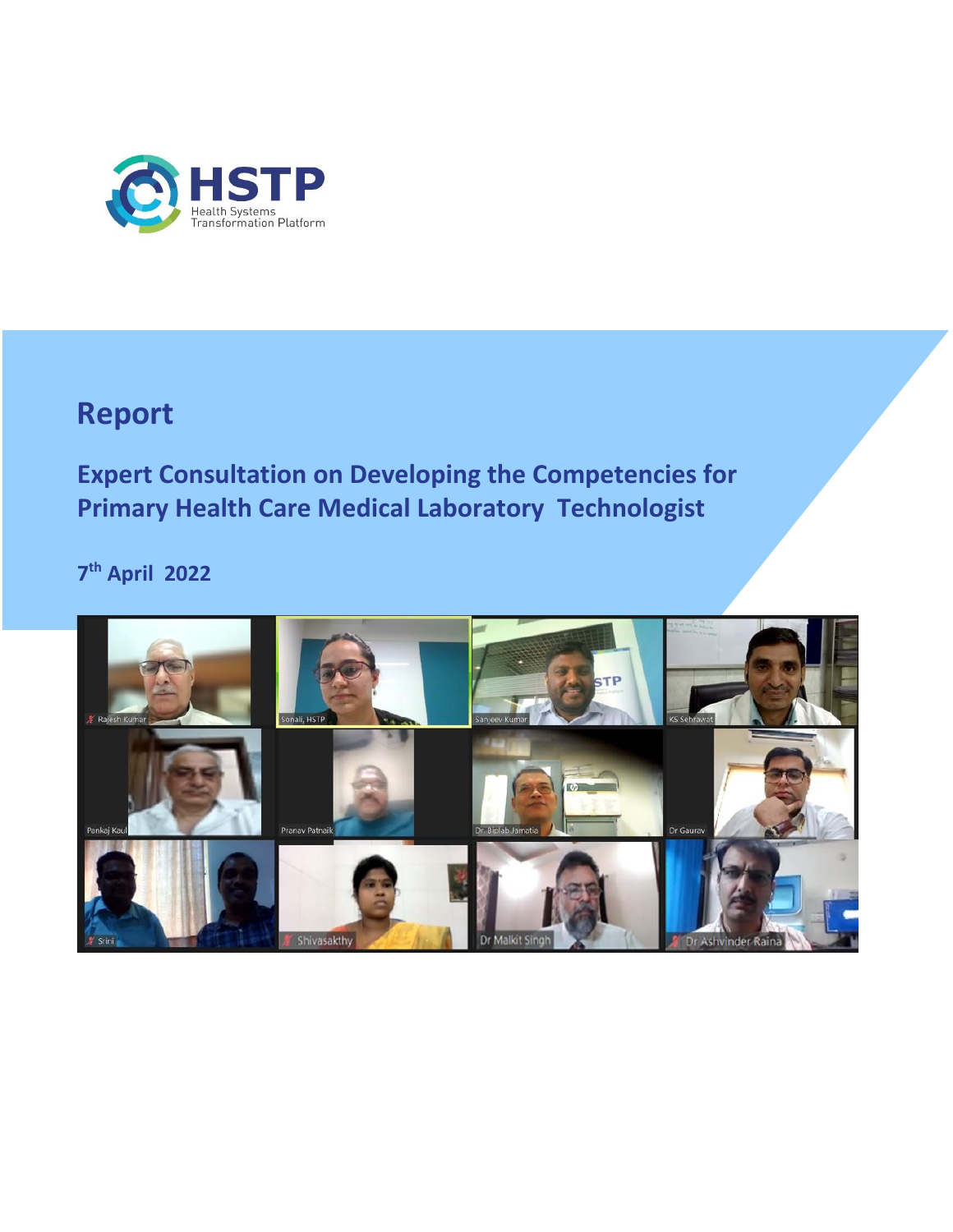HSTP

Health Systems Transformation Platform

# Report

## Expert Consultation on Developing the Competencies for Primary Health Care Medical Laboratory Technologist

### 7th April 2022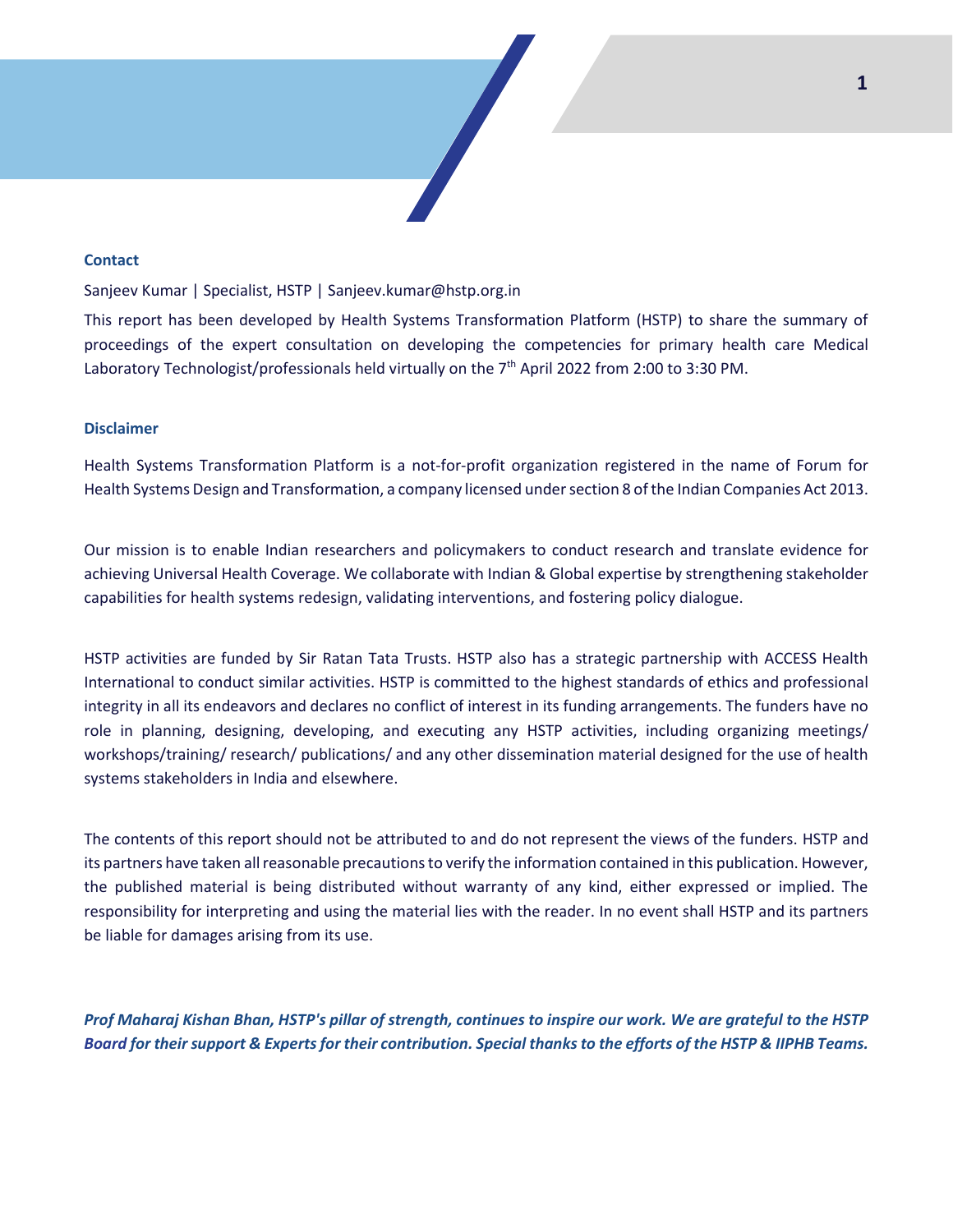**Contact**

Sanjeev Kumar | Specialist, HSTP | Sanjeev.kumar@hstp.org.in

This report has been developed by Health Systems Transformation Platform (HSTP) to share the summary of proceedings of the expert consultation on developing the competencies for primary health care Medical Laboratory Technologist/professionals held virtually on the 7th April 2022 from 2:00 to 3:30 PM.

**Disclaimer**

Health Systems Transformation Platform is a not-for-profit organization registered in the name of Forum for Health Systems Design and Transformation, a company licensed under section 8 of the Indian Companies Act 2013.

Our mission is to enable Indian researchers and policymakers to conduct research and translate evidence for achieving Universal Health Coverage. We collaborate with Indian & Global expertise by strengthening stakeholder capabilities for health systems redesign, validating interventions, and fostering policy dialogue.

HSTP activities are funded by Sir Ratan Tata Trusts. HSTP also has a strategic partnership with ACCESS Health International to conduct similar activities. HSTP is committed to the highest standards of ethics and professional integrity in all its endeavors and declares no conflict of interest in its funding arrangements. The funders have no role in planning, designing, developing, and executing any HSTP activities, including organizing meetings/ workshops/training/ research/ publications/ and any other dissemination material designed for the use of health systems stakeholders in India and elsewhere.

The contents of this report should not be attributed to and do not represent the views of the funders. HSTP and its partners have taken all reasonable precautions to verify the information contained in this publication. However, the published material is being distributed without warranty of any kind, either expressed or implied. The responsibility for interpreting and using the material lies with the reader. In no event shall HSTP and its partners be liable for damages arising from its use.

***Prof Maharaj Kishan Bhan, HSTP's pillar of strength, continues to inspire our work. We are grateful to the HSTP Board for their support & Experts for their contribution. Special thanks to the efforts of the HSTP & IIPHB Teams.***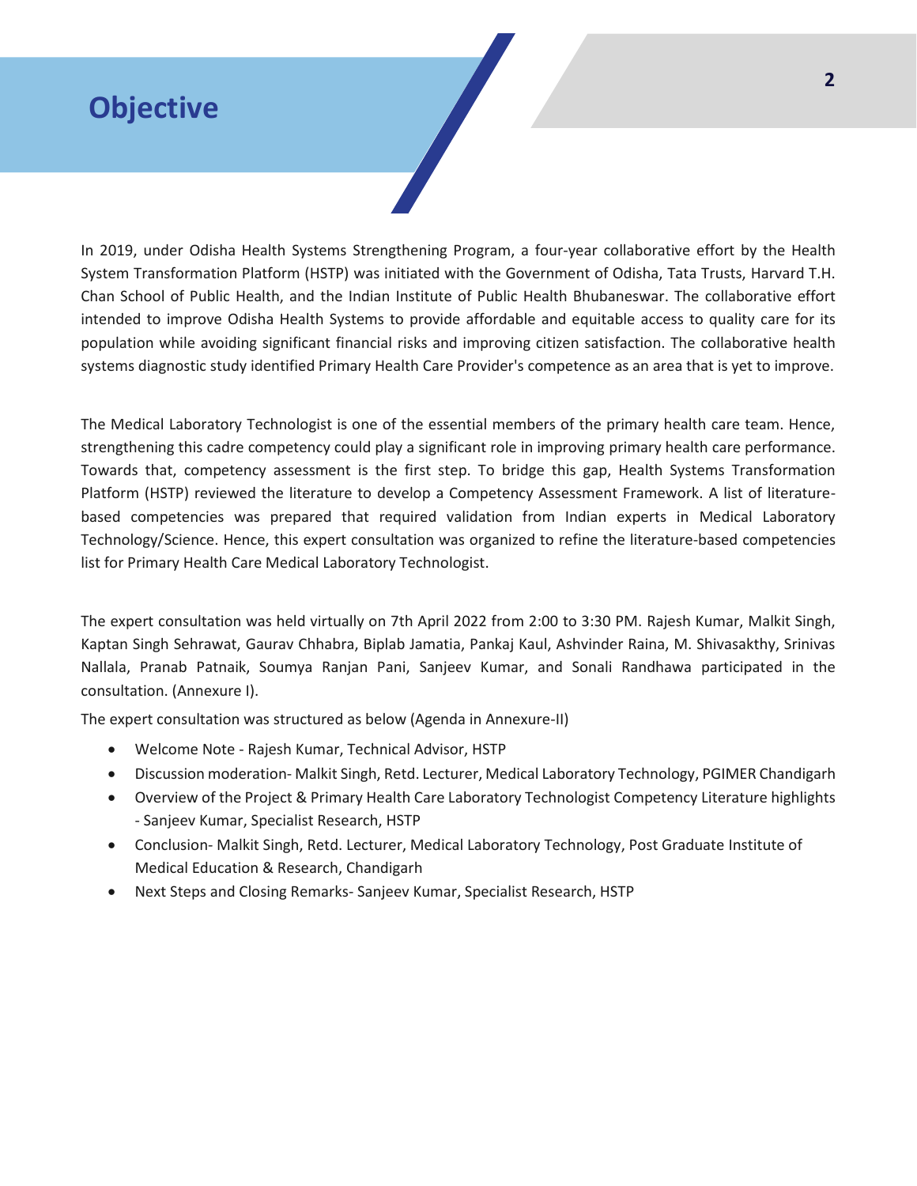# Objective

In 2019, under Odisha Health Systems Strengthening Program, a four-year collaborative effort by the Health System Transformation Platform (HSTP) was initiated with the Government of Odisha, Tata Trusts, Harvard T.H. Chan School of Public Health, and the Indian Institute of Public Health Bhubaneswar. The collaborative effort intended to improve Odisha Health Systems to provide affordable and equitable access to quality care for its population while avoiding significant financial risks and improving citizen satisfaction. The collaborative health systems diagnostic study identified Primary Health Care Provider's competence as an area that is yet to improve.

The Medical Laboratory Technologist is one of the essential members of the primary health care team. Hence, strengthening this cadre competency could play a significant role in improving primary health care performance. Towards that, competency assessment is the first step. To bridge this gap, Health Systems Transformation Platform (HSTP) reviewed the literature to develop a Competency Assessment Framework. A list of literature-based competencies was prepared that required validation from Indian experts in Medical Laboratory Technology/Science. Hence, this expert consultation was organized to refine the literature-based competencies list for Primary Health Care Medical Laboratory Technologist.

The expert consultation was held virtually on 7th April 2022 from 2:00 to 3:30 PM. Rajesh Kumar, Malkit Singh, Kaptan Singh Sehrawat, Gaurav Chhabra, Biplab Jamatia, Pankaj Kaul, Ashvinder Raina, M. Shivasakthy, Srinivas Nallala, Pranab Patnaik, Soumya Ranjan Pani, Sanjeev Kumar, and Sonali Randhawa participated in the consultation. (Annexure I).

The expert consultation was structured as below (Agenda in Annexure-II)

- Welcome Note - Rajesh Kumar, Technical Advisor, HSTP
- Discussion moderation- Malkit Singh, Retd. Lecturer, Medical Laboratory Technology, PGIMER Chandigarh
- Overview of the Project & Primary Health Care Laboratory Technologist Competency Literature highlights - Sanjeev Kumar, Specialist Research, HSTP
- Conclusion- Malkit Singh, Retd. Lecturer, Medical Laboratory Technology, Post Graduate Institute of Medical Education & Research, Chandigarh
- Next Steps and Closing Remarks- Sanjeev Kumar, Specialist Research, HSTP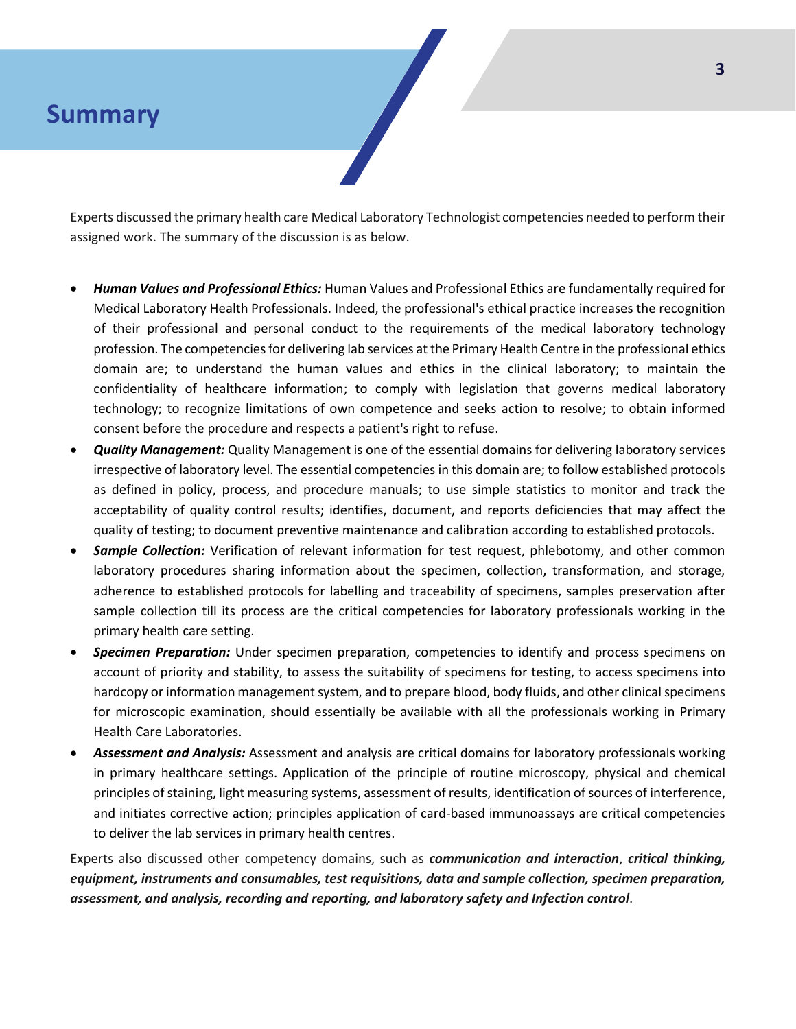# Summary

Experts discussed the primary health care Medical Laboratory Technologist competencies needed to perform their assigned work. The summary of the discussion is as below.

- ***Human Values and Professional Ethics:*** Human Values and Professional Ethics are fundamentally required for Medical Laboratory Health Professionals. Indeed, the professional's ethical practice increases the recognition of their professional and personal conduct to the requirements of the medical laboratory technology profession. The competencies for delivering lab services at the Primary Health Centre in the professional ethics domain are; to understand the human values and ethics in the clinical laboratory; to maintain the confidentiality of healthcare information; to comply with legislation that governs medical laboratory technology; to recognize limitations of own competence and seeks action to resolve; to obtain informed consent before the procedure and respects a patient's right to refuse.
- ***Quality Management:*** Quality Management is one of the essential domains for delivering laboratory services irrespective of laboratory level. The essential competencies in this domain are; to follow established protocols as defined in policy, process, and procedure manuals; to use simple statistics to monitor and track the acceptability of quality control results; identifies, document, and reports deficiencies that may affect the quality of testing; to document preventive maintenance and calibration according to established protocols.
- ***Sample Collection:*** Verification of relevant information for test request, phlebotomy, and other common laboratory procedures sharing information about the specimen, collection, transformation, and storage, adherence to established protocols for labelling and traceability of specimens, samples preservation after sample collection till its process are the critical competencies for laboratory professionals working in the primary health care setting.
- ***Specimen Preparation:*** Under specimen preparation, competencies to identify and process specimens on account of priority and stability, to assess the suitability of specimens for testing, to access specimens into hardcopy or information management system, and to prepare blood, body fluids, and other clinical specimens for microscopic examination, should essentially be available with all the professionals working in Primary Health Care Laboratories.
- ***Assessment and Analysis:*** Assessment and analysis are critical domains for laboratory professionals working in primary healthcare settings. Application of the principle of routine microscopy, physical and chemical principles of staining, light measuring systems, assessment of results, identification of sources of interference, and initiates corrective action; principles application of card-based immunoassays are critical competencies to deliver the lab services in primary health centres.

Experts also discussed other competency domains, such as ***communication and interaction***, ***critical thinking, equipment, instruments and consumables, test requisitions, data and sample collection, specimen preparation, assessment, and analysis, recording and reporting, and laboratory safety and Infection control***.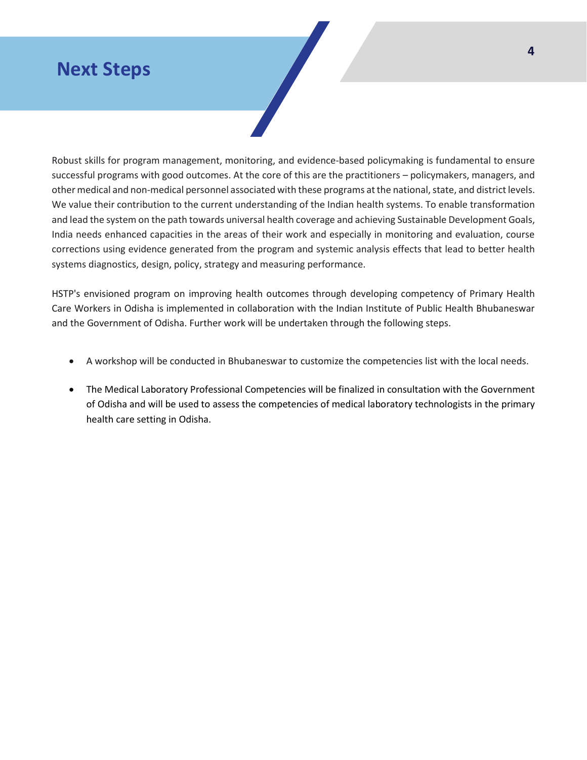## Next Steps

Robust skills for program management, monitoring, and evidence-based policymaking is fundamental to ensure successful programs with good outcomes. At the core of this are the practitioners – policymakers, managers, and other medical and non-medical personnel associated with these programs at the national, state, and district levels. We value their contribution to the current understanding of the Indian health systems. To enable transformation and lead the system on the path towards universal health coverage and achieving Sustainable Development Goals, India needs enhanced capacities in the areas of their work and especially in monitoring and evaluation, course corrections using evidence generated from the program and systemic analysis effects that lead to better health systems diagnostics, design, policy, strategy and measuring performance.

HSTP's envisioned program on improving health outcomes through developing competency of Primary Health Care Workers in Odisha is implemented in collaboration with the Indian Institute of Public Health Bhubaneswar and the Government of Odisha. Further work will be undertaken through the following steps.

- A workshop will be conducted in Bhubaneswar to customize the competencies list with the local needs.
- The Medical Laboratory Professional Competencies will be finalized in consultation with the Government of Odisha and will be used to assess the competencies of medical laboratory technologists in the primary health care setting in Odisha.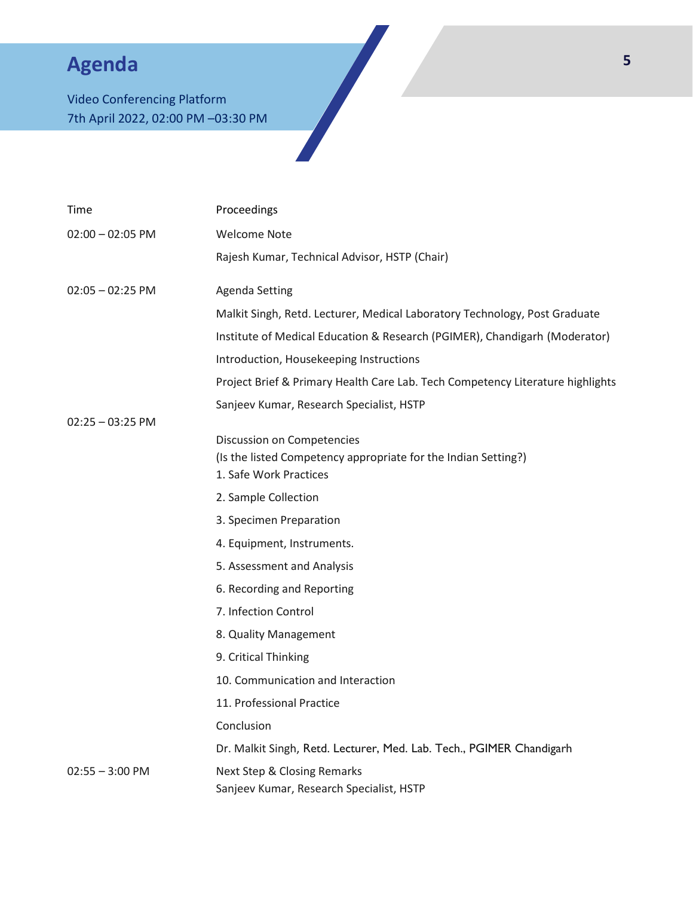# Agenda

Video Conferencing Platform
7th April 2022, 02:00 PM –03:30 PM

| Time | Proceedings |
|---|---|
| 02:00 – 02:05 PM | Welcome Note<br>Rajesh Kumar, Technical Advisor, HSTP (Chair) |
| 02:05 – 02:25 PM | Agenda Setting<br>Malkit Singh, Retd. Lecturer, Medical Laboratory Technology, Post Graduate Institute of Medical Education & Research (PGIMER), Chandigarh (Moderator)<br>Introduction, Housekeeping Instructions<br>Project Brief & Primary Health Care Lab. Tech Competency Literature highlights<br>Sanjeev Kumar, Research Specialist, HSTP |
| 02:25 – 03:25 PM | Discussion on Competencies<br>(Is the listed Competency appropriate for the Indian Setting?)<br>1. Safe Work Practices<br>2. Sample Collection<br>3. Specimen Preparation<br>4. Equipment, Instruments.<br>5. Assessment and Analysis<br>6. Recording and Reporting<br>7. Infection Control<br>8. Quality Management<br>9. Critical Thinking<br>10. Communication and Interaction<br>11. Professional Practice<br>Conclusion<br>Dr. Malkit Singh, Retd. Lecturer, Med. Lab. Tech., PGIMER Chandigarh |
| 02:55 – 3:00 PM | Next Step & Closing Remarks<br>Sanjeev Kumar, Research Specialist, HSTP |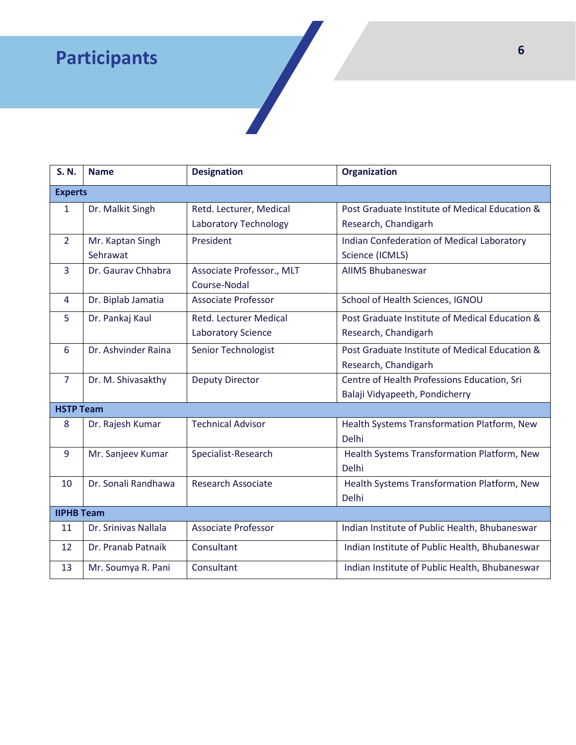# Participants

| S. N. | Name | Designation | Organization |
|---|---|---|---|
| **Experts** | | | |
| 1 | Dr. Malkit Singh | Retd. Lecturer, Medical Laboratory Technology | Post Graduate Institute of Medical Education & Research, Chandigarh |
| 2 | Mr. Kaptan Singh Sehrawat | President | Indian Confederation of Medical Laboratory Science (ICMLS) |
| 3 | Dr. Gaurav Chhabra | Associate Professor., MLT Course-Nodal | AIIMS Bhubaneswar |
| 4 | Dr. Biplab Jamatia | Associate Professor | School of Health Sciences, IGNOU |
| 5 | Dr. Pankaj Kaul | Retd. Lecturer Medical Laboratory Science | Post Graduate Institute of Medical Education & Research, Chandigarh |
| 6 | Dr. Ashvinder Raina | Senior Technologist | Post Graduate Institute of Medical Education & Research, Chandigarh |
| 7 | Dr. M. Shivasakthy | Deputy Director | Centre of Health Professions Education, Sri Balaji Vidyapeeth, Pondicherry |
| **HSTP Team** | | | |
| 8 | Dr. Rajesh Kumar | Technical Advisor | Health Systems Transformation Platform, New Delhi |
| 9 | Mr. Sanjeev Kumar | Specialist-Research | Health Systems Transformation Platform, New Delhi |
| 10 | Dr. Sonali Randhawa | Research Associate | Health Systems Transformation Platform, New Delhi |
| **IIPHB Team** | | | |
| 11 | Dr. Srinivas Nallala | Associate Professor | Indian Institute of Public Health, Bhubaneswar |
| 12 | Dr. Pranab Patnaik | Consultant | Indian Institute of Public Health, Bhubaneswar |
| 13 | Mr. Soumya R. Pani | Consultant | Indian Institute of Public Health, Bhubaneswar |